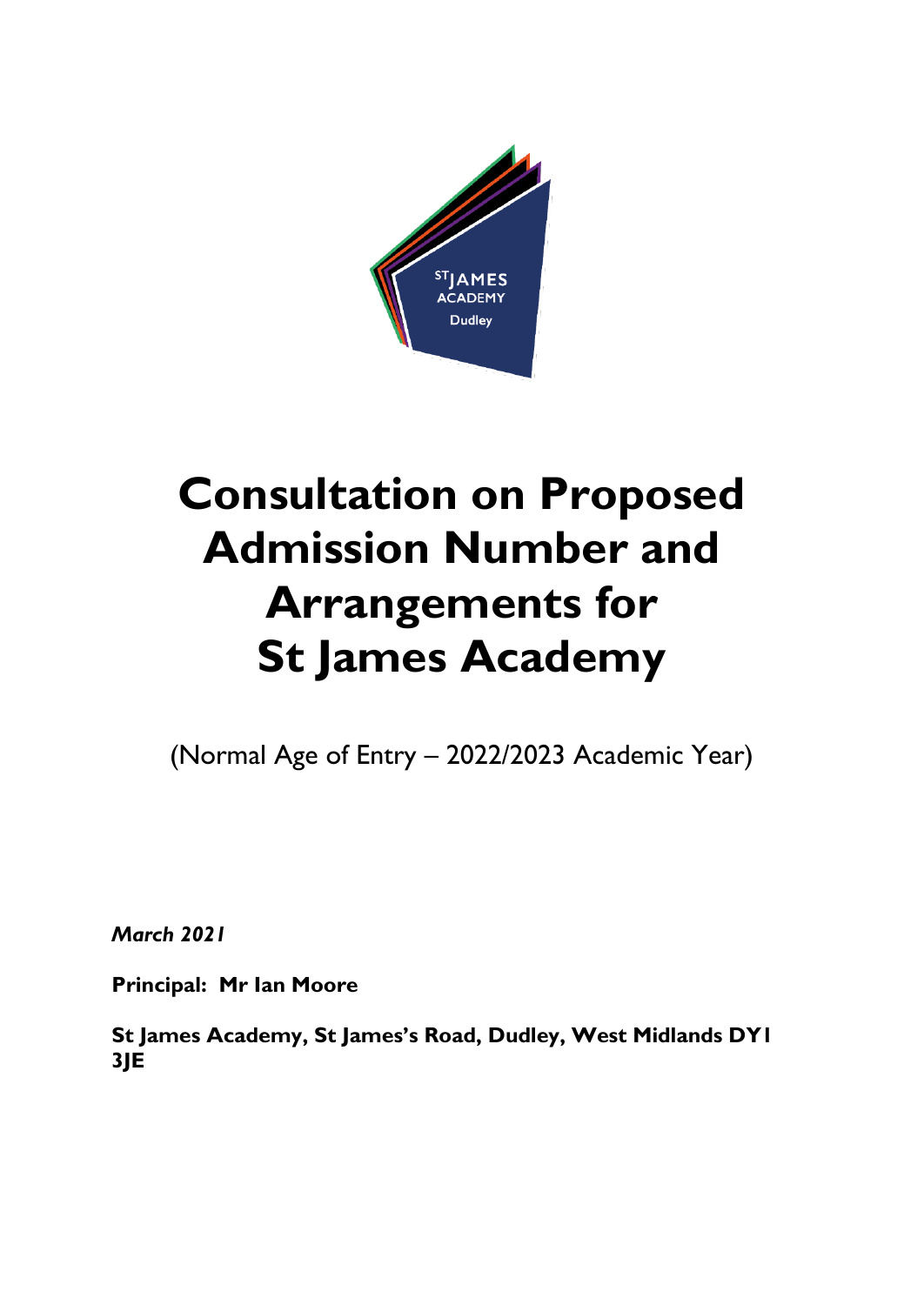# Consultation on Proposed Admission Number and Arrangements for St James Academy

(Normal Age of Entry – 2022/2023 Academic Year)

***March 2021***

**Principal: Mr Ian Moore**

**St James Academy, St James's Road, Dudley, West Midlands DY1 3JE**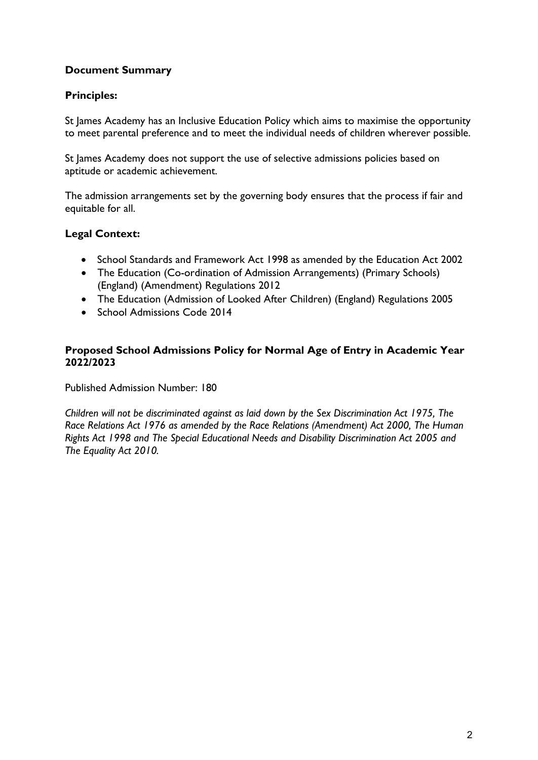### Document Summary

### Principles:

St James Academy has an Inclusive Education Policy which aims to maximise the opportunity to meet parental preference and to meet the individual needs of children wherever possible.

St James Academy does not support the use of selective admissions policies based on aptitude or academic achievement.

The admission arrangements set by the governing body ensures that the process if fair and equitable for all.

### Legal Context:

- School Standards and Framework Act 1998 as amended by the Education Act 2002
- The Education (Co-ordination of Admission Arrangements) (Primary Schools) (England) (Amendment) Regulations 2012
- The Education (Admission of Looked After Children) (England) Regulations 2005
- School Admissions Code 2014

### Proposed School Admissions Policy for Normal Age of Entry in Academic Year 2022/2023

Published Admission Number: 180

*Children will not be discriminated against as laid down by the Sex Discrimination Act 1975, The Race Relations Act 1976 as amended by the Race Relations (Amendment) Act 2000, The Human Rights Act 1998 and The Special Educational Needs and Disability Discrimination Act 2005 and The Equality Act 2010.*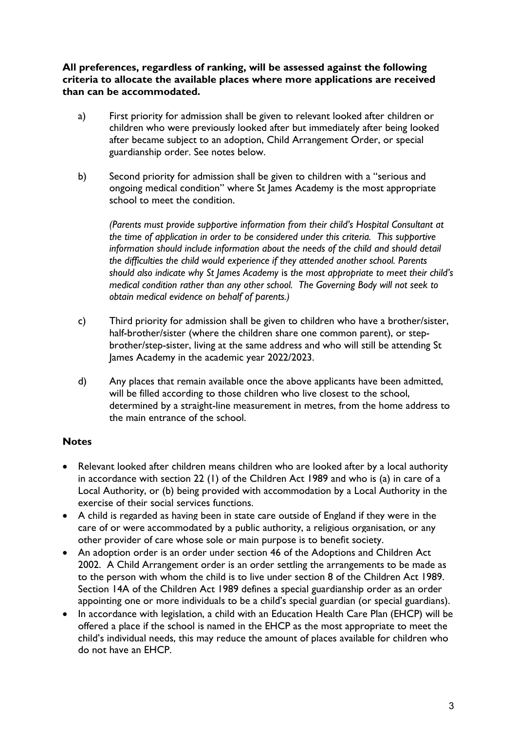**All preferences, regardless of ranking, will be assessed against the following criteria to allocate the available places where more applications are received than can be accommodated.**

a) First priority for admission shall be given to relevant looked after children or children who were previously looked after but immediately after being looked after became subject to an adoption, Child Arrangement Order, or special guardianship order. See notes below.

b) Second priority for admission shall be given to children with a "serious and ongoing medical condition" where St James Academy is the most appropriate school to meet the condition.

   *(Parents must provide supportive information from their child's Hospital Consultant at the time of application in order to be considered under this criteria. This supportive information should include information about the needs of the child and should detail the difficulties the child would experience if they attended another school. Parents should also indicate why St James Academy is the most appropriate to meet their child's medical condition rather than any other school. The Governing Body will not seek to obtain medical evidence on behalf of parents.)*

c) Third priority for admission shall be given to children who have a brother/sister, half-brother/sister (where the children share one common parent), or step-brother/step-sister, living at the same address and who will still be attending St James Academy in the academic year 2022/2023.

d) Any places that remain available once the above applicants have been admitted, will be filled according to those children who live closest to the school, determined by a straight-line measurement in metres, from the home address to the main entrance of the school.

## Notes

- Relevant looked after children means children who are looked after by a local authority in accordance with section 22 (1) of the Children Act 1989 and who is (a) in care of a Local Authority, or (b) being provided with accommodation by a Local Authority in the exercise of their social services functions.
- A child is regarded as having been in state care outside of England if they were in the care of or were accommodated by a public authority, a religious organisation, or any other provider of care whose sole or main purpose is to benefit society.
- An adoption order is an order under section 46 of the Adoptions and Children Act 2002. A Child Arrangement order is an order settling the arrangements to be made as to the person with whom the child is to live under section 8 of the Children Act 1989. Section 14A of the Children Act 1989 defines a special guardianship order as an order appointing one or more individuals to be a child's special guardian (or special guardians).
- In accordance with legislation, a child with an Education Health Care Plan (EHCP) will be offered a place if the school is named in the EHCP as the most appropriate to meet the child's individual needs, this may reduce the amount of places available for children who do not have an EHCP.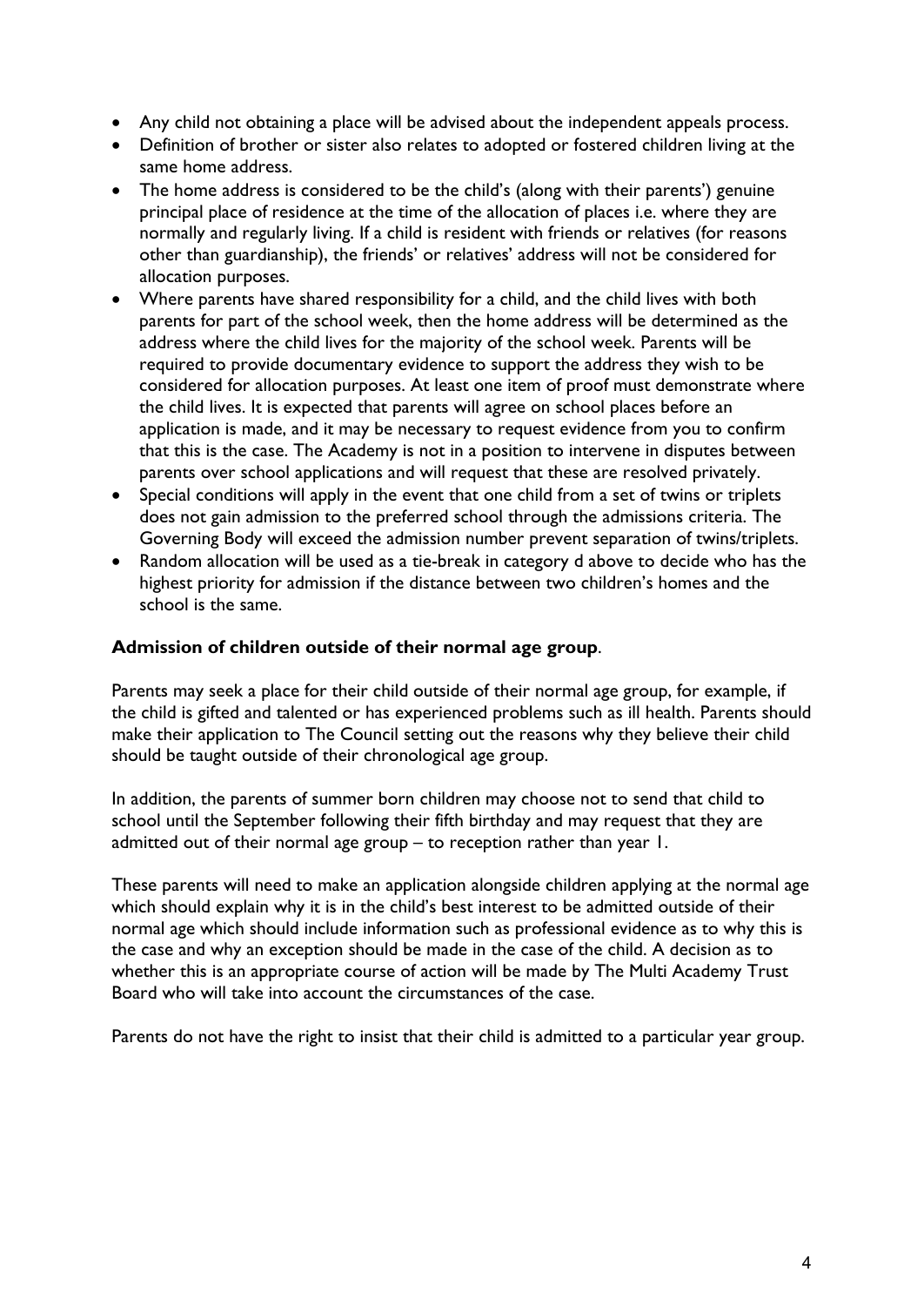- Any child not obtaining a place will be advised about the independent appeals process.
- Definition of brother or sister also relates to adopted or fostered children living at the same home address.
- The home address is considered to be the child's (along with their parents') genuine principal place of residence at the time of the allocation of places i.e. where they are normally and regularly living. If a child is resident with friends or relatives (for reasons other than guardianship), the friends' or relatives' address will not be considered for allocation purposes.
- Where parents have shared responsibility for a child, and the child lives with both parents for part of the school week, then the home address will be determined as the address where the child lives for the majority of the school week. Parents will be required to provide documentary evidence to support the address they wish to be considered for allocation purposes. At least one item of proof must demonstrate where the child lives. It is expected that parents will agree on school places before an application is made, and it may be necessary to request evidence from you to confirm that this is the case. The Academy is not in a position to intervene in disputes between parents over school applications and will request that these are resolved privately.
- Special conditions will apply in the event that one child from a set of twins or triplets does not gain admission to the preferred school through the admissions criteria. The Governing Body will exceed the admission number prevent separation of twins/triplets.
- Random allocation will be used as a tie-break in category d above to decide who has the highest priority for admission if the distance between two children's homes and the school is the same.

**Admission of children outside of their normal age group**.

Parents may seek a place for their child outside of their normal age group, for example, if the child is gifted and talented or has experienced problems such as ill health. Parents should make their application to The Council setting out the reasons why they believe their child should be taught outside of their chronological age group.

In addition, the parents of summer born children may choose not to send that child to school until the September following their fifth birthday and may request that they are admitted out of their normal age group – to reception rather than year 1.

These parents will need to make an application alongside children applying at the normal age which should explain why it is in the child's best interest to be admitted outside of their normal age which should include information such as professional evidence as to why this is the case and why an exception should be made in the case of the child. A decision as to whether this is an appropriate course of action will be made by The Multi Academy Trust Board who will take into account the circumstances of the case.

Parents do not have the right to insist that their child is admitted to a particular year group.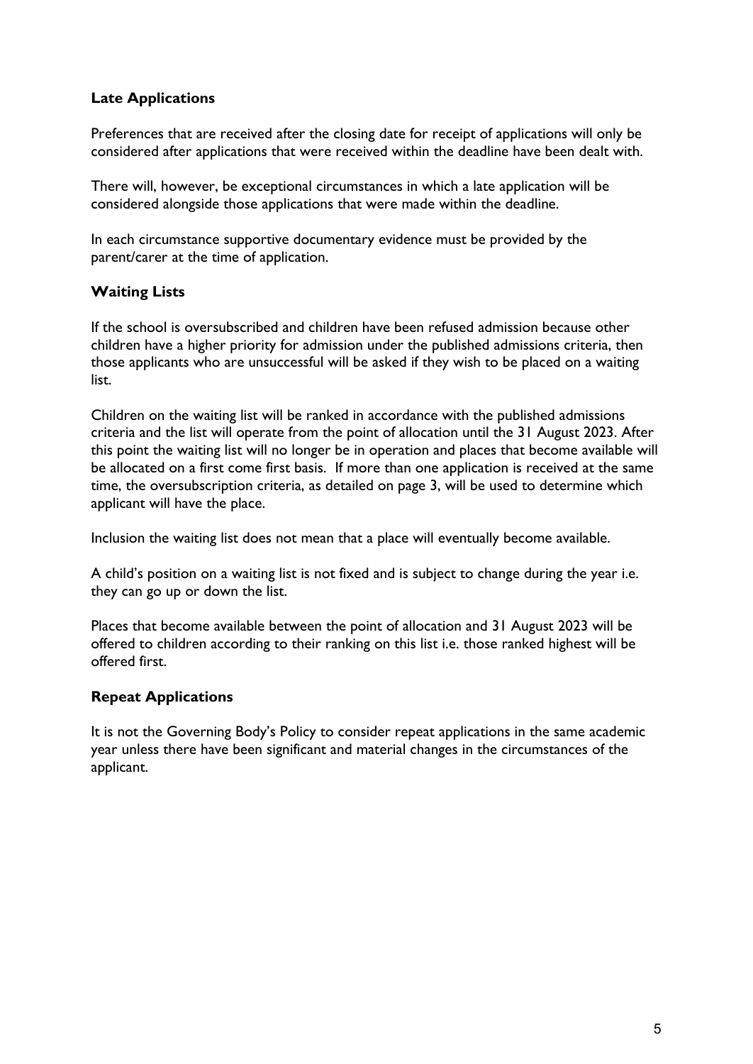## Late Applications

Preferences that are received after the closing date for receipt of applications will only be considered after applications that were received within the deadline have been dealt with.

There will, however, be exceptional circumstances in which a late application will be considered alongside those applications that were made within the deadline.

In each circumstance supportive documentary evidence must be provided by the parent/carer at the time of application.

## Waiting Lists

If the school is oversubscribed and children have been refused admission because other children have a higher priority for admission under the published admissions criteria, then those applicants who are unsuccessful will be asked if they wish to be placed on a waiting list.

Children on the waiting list will be ranked in accordance with the published admissions criteria and the list will operate from the point of allocation until the 31 August 2023. After this point the waiting list will no longer be in operation and places that become available will be allocated on a first come first basis. If more than one application is received at the same time, the oversubscription criteria, as detailed on page 3, will be used to determine which applicant will have the place.

Inclusion the waiting list does not mean that a place will eventually become available.

A child's position on a waiting list is not fixed and is subject to change during the year i.e. they can go up or down the list.

Places that become available between the point of allocation and 31 August 2023 will be offered to children according to their ranking on this list i.e. those ranked highest will be offered first.

## Repeat Applications

It is not the Governing Body's Policy to consider repeat applications in the same academic year unless there have been significant and material changes in the circumstances of the applicant.